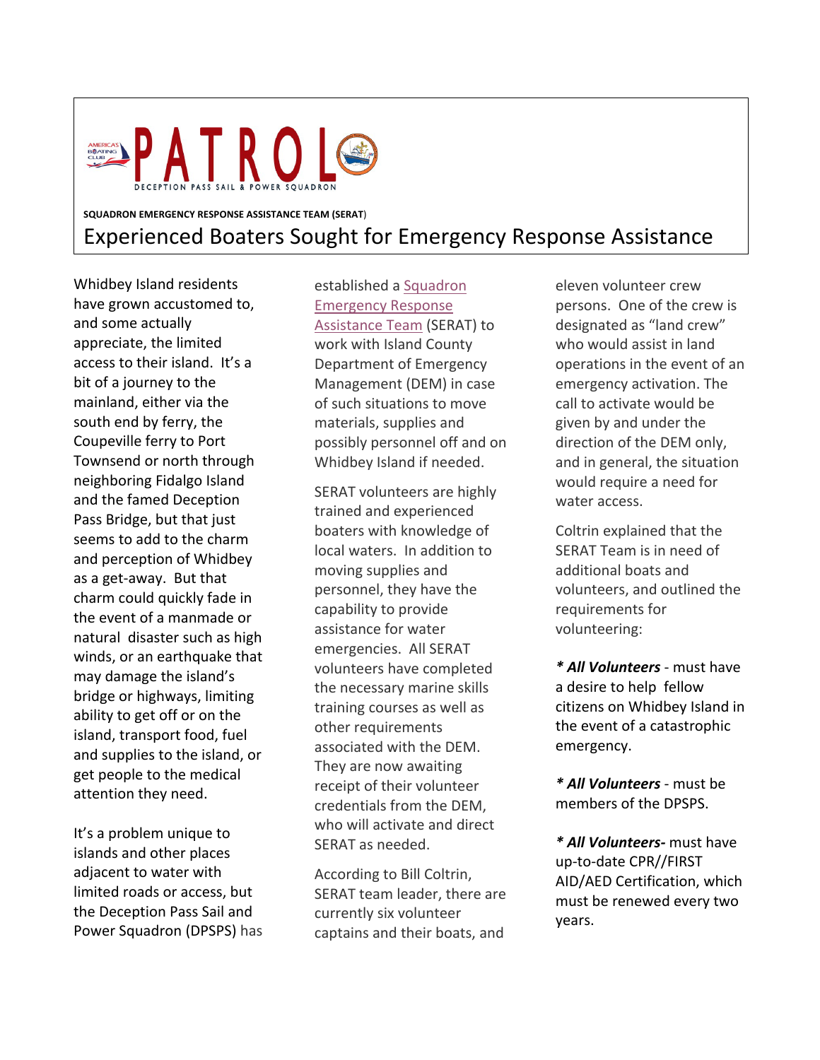# PATROL

DECEPTION PASS SAIL & POWER SQUADRON

**SQUADRON EMERGENCY RESPONSE ASSISTANCE TEAM (SERAT)**

## Experienced Boaters Sought for Emergency Response Assistance

Whidbey Island residents have grown accustomed to, and some actually appreciate, the limited access to their island. It's a bit of a journey to the mainland, either via the south end by ferry, the Coupeville ferry to Port Townsend or north through neighboring Fidalgo Island and the famed Deception Pass Bridge, but that just seems to add to the charm and perception of Whidbey as a get-away. But that charm could quickly fade in the event of a manmade or natural disaster such as high winds, or an earthquake that may damage the island's bridge or highways, limiting ability to get off or on the island, transport food, fuel and supplies to the island, or get people to the medical attention they need.

It's a problem unique to islands and other places adjacent to water with limited roads or access, but the Deception Pass Sail and Power Squadron (DPSPS) has established a Squadron Emergency Response Assistance Team (SERAT) to work with Island County Department of Emergency Management (DEM) in case of such situations to move materials, supplies and possibly personnel off and on Whidbey Island if needed.

SERAT volunteers are highly trained and experienced boaters with knowledge of local waters. In addition to moving supplies and personnel, they have the capability to provide assistance for water emergencies. All SERAT volunteers have completed the necessary marine skills training courses as well as other requirements associated with the DEM. They are now awaiting receipt of their volunteer credentials from the DEM, who will activate and direct SERAT as needed.

According to Bill Coltrin, SERAT team leader, there are currently six volunteer captains and their boats, and eleven volunteer crew persons. One of the crew is designated as "land crew" who would assist in land operations in the event of an emergency activation. The call to activate would be given by and under the direction of the DEM only, and in general, the situation would require a need for water access.

Coltrin explained that the SERAT Team is in need of additional boats and volunteers, and outlined the requirements for volunteering:

*** All Volunteers** - must have a desire to help fellow citizens on Whidbey Island in the event of a catastrophic emergency.

*** All Volunteers** - must be members of the DPSPS.

*** All Volunteers-** must have up-to-date CPR//FIRST AID/AED Certification, which must be renewed every two years.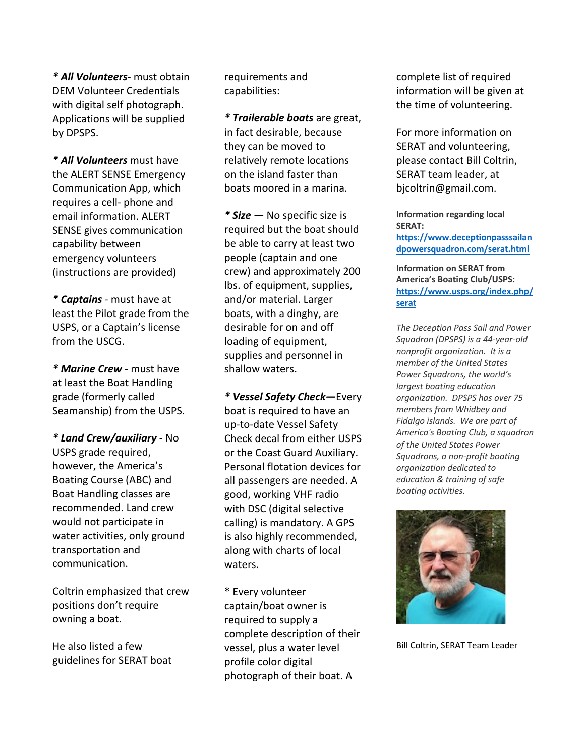***\* All Volunteers-*** must obtain DEM Volunteer Credentials with digital self photograph. Applications will be supplied by DPSPS.

***\* All Volunteers*** must have the ALERT SENSE Emergency Communication App, which requires a cell- phone and email information. ALERT SENSE gives communication capability between emergency volunteers (instructions are provided)

***\* Captains*** - must have at least the Pilot grade from the USPS, or a Captain's license from the USCG.

***\* Marine Crew*** - must have at least the Boat Handling grade (formerly called Seamanship) from the USPS.

***\* Land Crew/auxiliary*** - No USPS grade required, however, the America's Boating Course (ABC) and Boat Handling classes are recommended. Land crew would not participate in water activities, only ground transportation and communication.

Coltrin emphasized that crew positions don't require owning a boat.

He also listed a few guidelines for SERAT boat requirements and capabilities:

***\* Trailerable boats*** are great, in fact desirable, because they can be moved to relatively remote locations on the island faster than boats moored in a marina.

***\* Size —*** No specific size is required but the boat should be able to carry at least two people (captain and one crew) and approximately 200 lbs. of equipment, supplies, and/or material. Larger boats, with a dinghy, are desirable for on and off loading of equipment, supplies and personnel in shallow waters.

***\* Vessel Safety Check—***Every boat is required to have an up-to-date Vessel Safety Check decal from either USPS or the Coast Guard Auxiliary. Personal flotation devices for all passengers are needed. A good, working VHF radio with DSC (digital selective calling) is mandatory. A GPS is also highly recommended, along with charts of local waters.

\* Every volunteer captain/boat owner is required to supply a complete description of their vessel, plus a water level profile color digital photograph of their boat. A complete list of required information will be given at the time of volunteering.

For more information on SERAT and volunteering, please contact Bill Coltrin, SERAT team leader, at bjcoltrin@gmail.com.

**Information regarding local SERAT:**
[https://www.deceptionpasssailandpowersquadron.com/serat.html](https://www.deceptionpasssailandpowersquadron.com/serat.html)

**Information on SERAT from America's Boating Club/USPS:**
[https://www.usps.org/index.php/serat](https://www.usps.org/index.php/serat)

*The Deception Pass Sail and Power Squadron (DPSPS) is a 44-year-old nonprofit organization. It is a member of the United States Power Squadrons, the world's largest boating education organization. DPSPS has over 75 members from Whidbey and Fidalgo islands. We are part of America's Boating Club, a squadron of the United States Power Squadrons, a non-profit boating organization dedicated to education & training of safe boating activities.*

Bill Coltrin, SERAT Team Leader